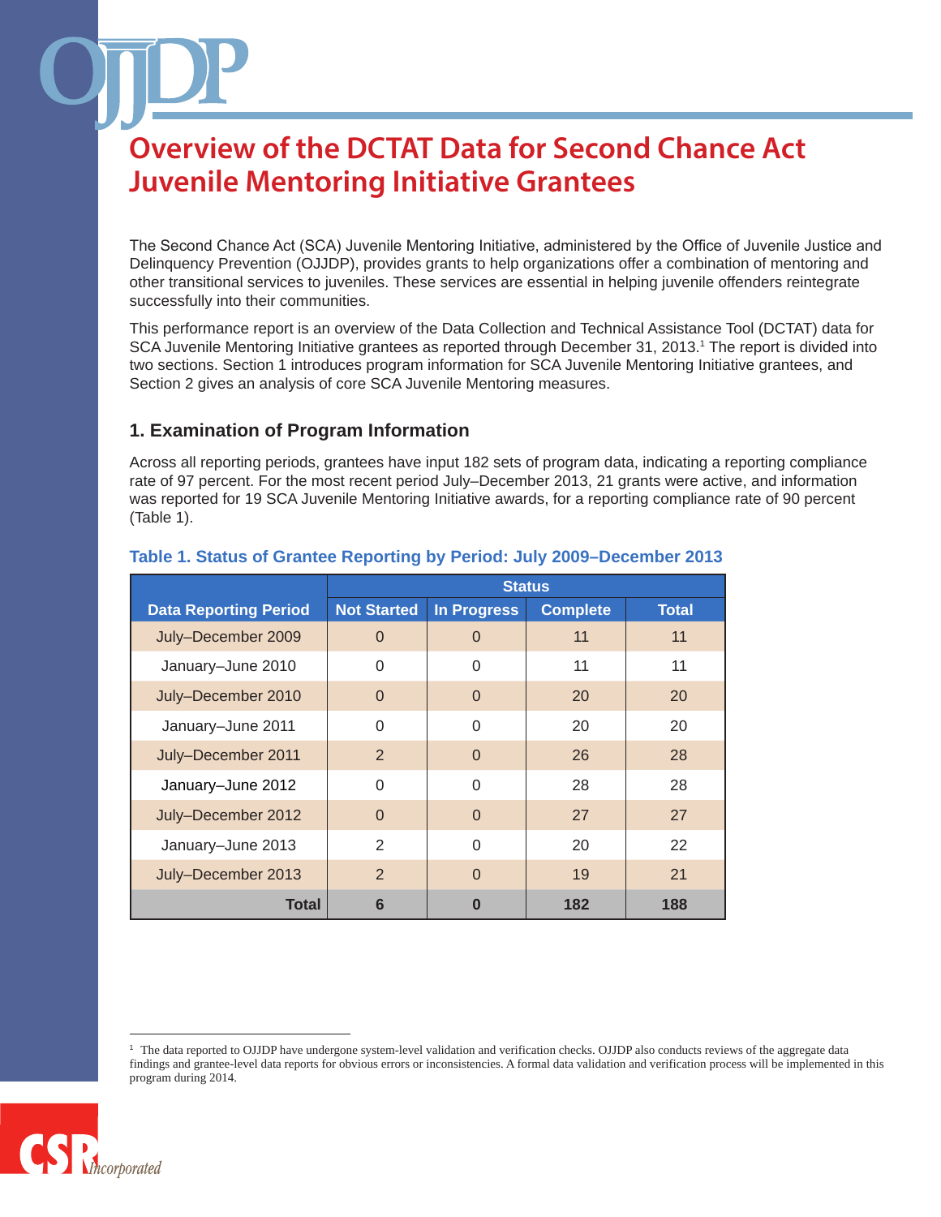# Overview of the DCTAT Data for Second Chance Act Juvenile Mentoring Initiative Grantees

The Second Chance Act (SCA) Juvenile Mentoring Initiative, administered by the Office of Juvenile Justice and Delinquency Prevention (OJJDP), provides grants to help organizations offer a combination of mentoring and other transitional services to juveniles. These services are essential in helping juvenile offenders reintegrate successfully into their communities.

This performance report is an overview of the Data Collection and Technical Assistance Tool (DCTAT) data for SCA Juvenile Mentoring Initiative grantees as reported through December 31, 2013.[1] The report is divided into two sections. Section 1 introduces program information for SCA Juvenile Mentoring Initiative grantees, and Section 2 gives an analysis of core SCA Juvenile Mentoring measures.

## 1. Examination of Program Information

Across all reporting periods, grantees have input 182 sets of program data, indicating a reporting compliance rate of 97 percent. For the most recent period July–December 2013, 21 grants were active, and information was reported for 19 SCA Juvenile Mentoring Initiative awards, for a reporting compliance rate of 90 percent (Table 1).

**Table 1. Status of Grantee Reporting by Period: July 2009–December 2013**

| | Status | | | |
|---|---|---|---|---|
| **Data Reporting Period** | **Not Started** | **In Progress** | **Complete** | **Total** |
| July–December 2009 | 0 | 0 | 11 | 11 |
| January–June 2010 | 0 | 0 | 11 | 11 |
| July–December 2010 | 0 | 0 | 20 | 20 |
| January–June 2011 | 0 | 0 | 20 | 20 |
| July–December 2011 | 2 | 0 | 26 | 28 |
| January–June 2012 | 0 | 0 | 28 | 28 |
| July–December 2012 | 0 | 0 | 27 | 27 |
| January–June 2013 | 2 | 0 | 20 | 22 |
| July–December 2013 | 2 | 0 | 19 | 21 |
| **Total** | **6** | **0** | **182** | **188** |

[1] The data reported to OJJDP have undergone system-level validation and verification checks. OJJDP also conducts reviews of the aggregate data findings and grantee-level data reports for obvious errors or inconsistencies. A formal data validation and verification process will be implemented in this program during 2014.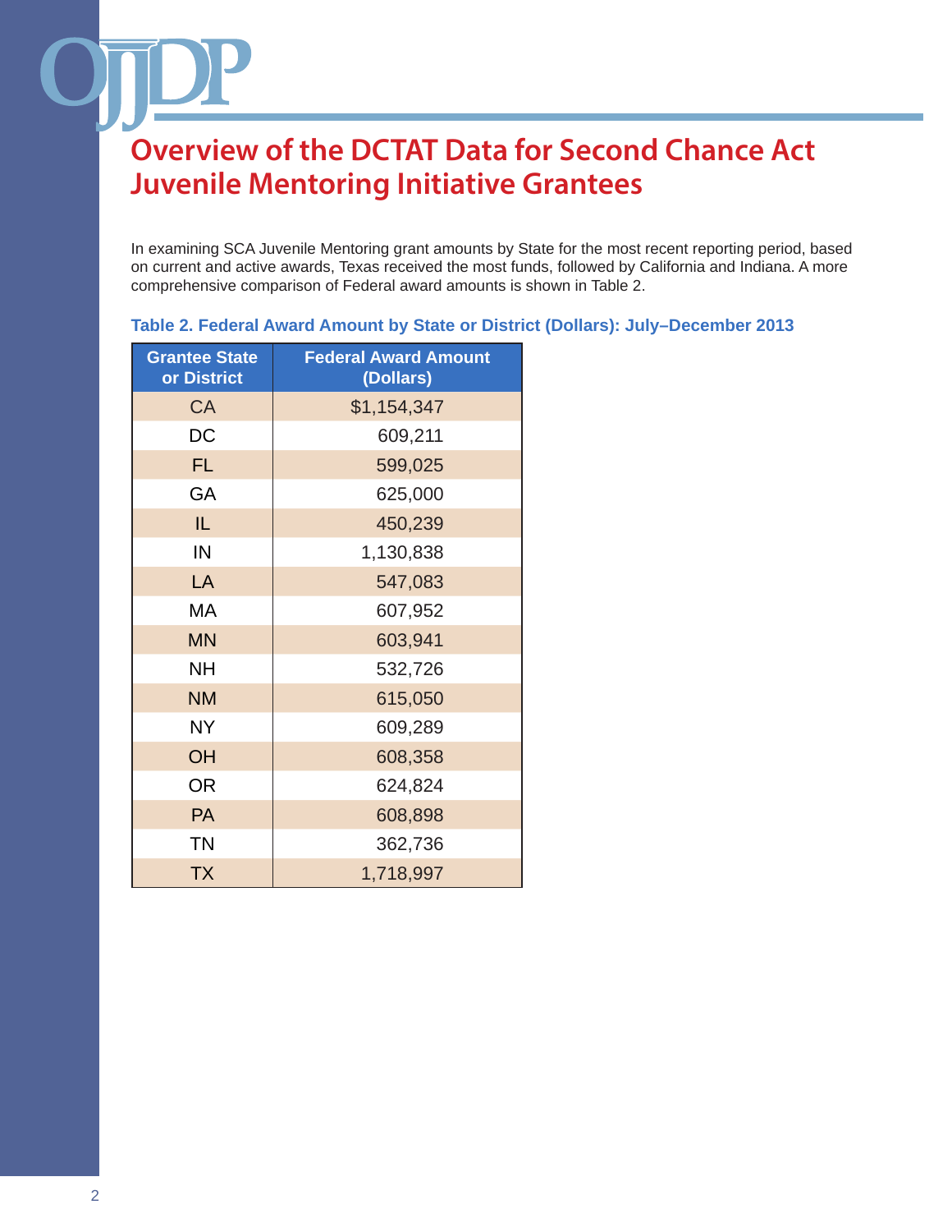# Overview of the DCTAT Data for Second Chance Act Juvenile Mentoring Initiative Grantees

In examining SCA Juvenile Mentoring grant amounts by State for the most recent reporting period, based on current and active awards, Texas received the most funds, followed by California and Indiana. A more comprehensive comparison of Federal award amounts is shown in Table 2.

**Table 2. Federal Award Amount by State or District (Dollars): July–December 2013**

| Grantee State or District | Federal Award Amount (Dollars) |
|---|---|
| CA | $1,154,347 |
| DC | 609,211 |
| FL | 599,025 |
| GA | 625,000 |
| IL | 450,239 |
| IN | 1,130,838 |
| LA | 547,083 |
| MA | 607,952 |
| MN | 603,941 |
| NH | 532,726 |
| NM | 615,050 |
| NY | 609,289 |
| OH | 608,358 |
| OR | 624,824 |
| PA | 608,898 |
| TN | 362,736 |
| TX | 1,718,997 |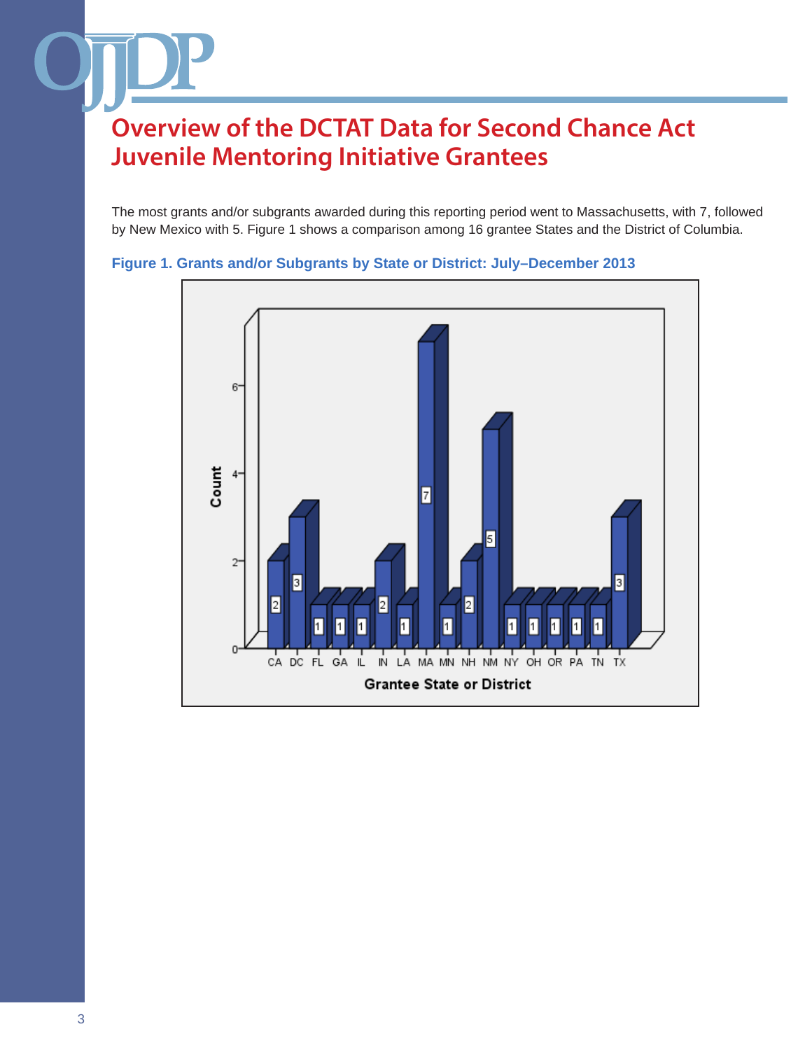# Overview of the DCTAT Data for Second Chance Act Juvenile Mentoring Initiative Grantees

The most grants and/or subgrants awarded during this reporting period went to Massachusetts, with 7, followed by New Mexico with 5. Figure 1 shows a comparison among 16 grantee States and the District of Columbia.

**Figure 1. Grants and/or Subgrants by State or District: July–December 2013**

| Grantee State or District | Count |
|---|---|
| CA | 2 |
| DC | 3 |
| FL | 1 |
| GA | 1 |
| IL | 1 |
| IN | 2 |
| LA | 1 |
| MA | 7 |
| MN | 1 |
| NH | 2 |
| NM | 5 |
| NY | 1 |
| OH | 1 |
| OR | 1 |
| PA | 1 |
| TN | 1 |
| TX | 3 |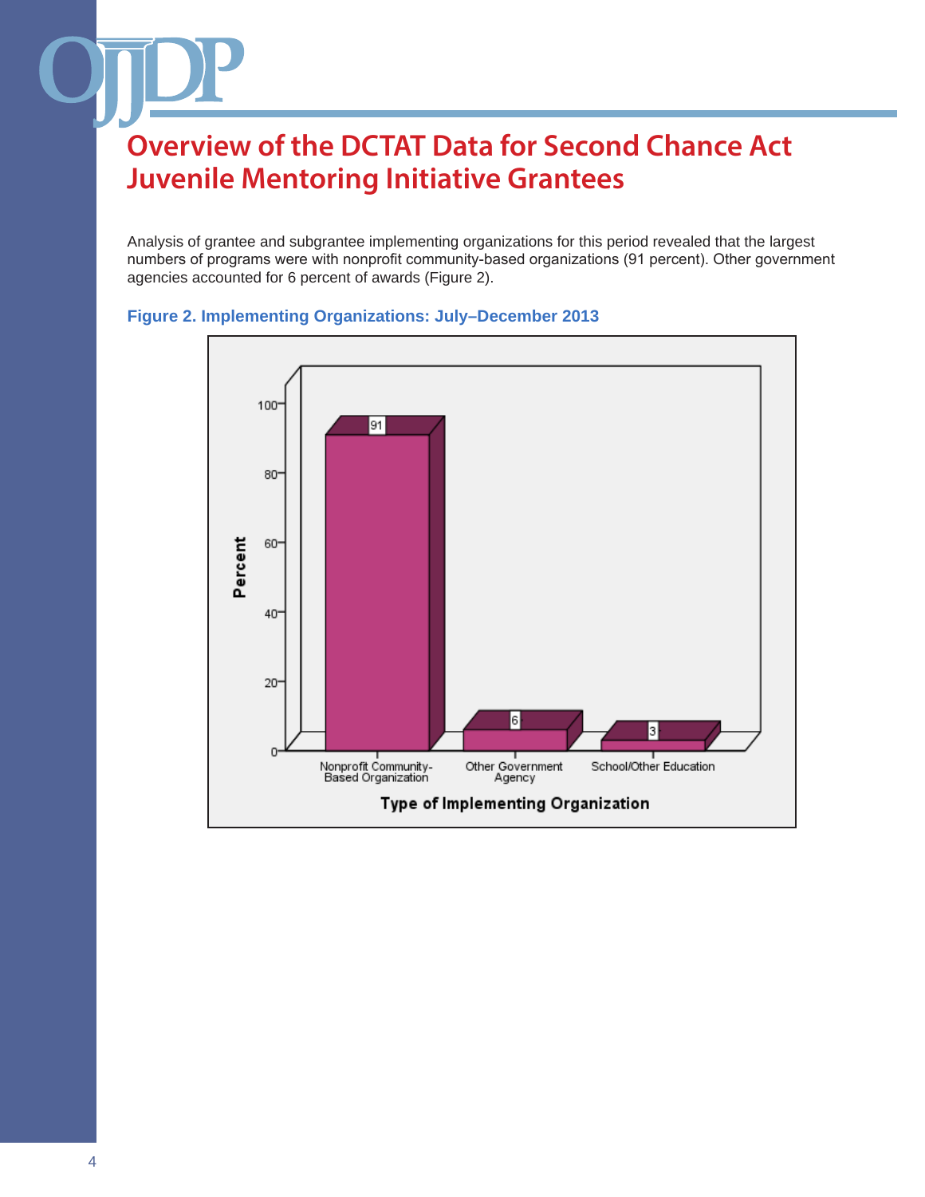# Overview of the DCTAT Data for Second Chance Act Juvenile Mentoring Initiative Grantees

Analysis of grantee and subgrantee implementing organizations for this period revealed that the largest numbers of programs were with nonprofit community-based organizations (91 percent). Other government agencies accounted for 6 percent of awards (Figure 2).

**Figure 2. Implementing Organizations: July–December 2013**

| Type of Implementing Organization | Percent |
|---|---|
| Nonprofit Community-Based Organization | 91 |
| Other Government Agency | 6 |
| School/Other Education | 3 |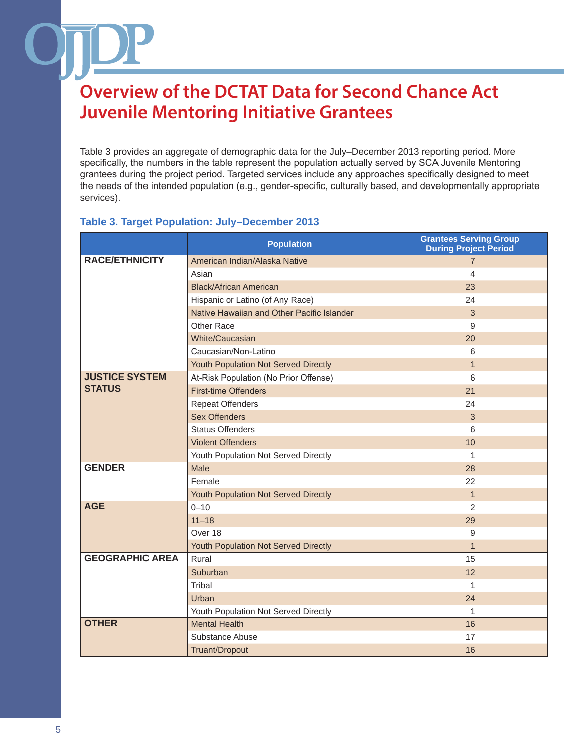# Overview of the DCTAT Data for Second Chance Act Juvenile Mentoring Initiative Grantees

Table 3 provides an aggregate of demographic data for the July–December 2013 reporting period. More specifically, the numbers in the table represent the population actually served by SCA Juvenile Mentoring grantees during the project period. Targeted services include any approaches specifically designed to meet the needs of the intended population (e.g., gender-specific, culturally based, and developmentally appropriate services).

### Table 3. Target Population: July–December 2013

| | Population | Grantees Serving Group During Project Period |
|---|---|---|
| **RACE/ETHNICITY** | American Indian/Alaska Native | 7 |
| | Asian | 4 |
| | Black/African American | 23 |
| | Hispanic or Latino (of Any Race) | 24 |
| | Native Hawaiian and Other Pacific Islander | 3 |
| | Other Race | 9 |
| | White/Caucasian | 20 |
| | Caucasian/Non-Latino | 6 |
| | Youth Population Not Served Directly | 1 |
| **JUSTICE SYSTEM STATUS** | At-Risk Population (No Prior Offense) | 6 |
| | First-time Offenders | 21 |
| | Repeat Offenders | 24 |
| | Sex Offenders | 3 |
| | Status Offenders | 6 |
| | Violent Offenders | 10 |
| | Youth Population Not Served Directly | 1 |
| **GENDER** | Male | 28 |
| | Female | 22 |
| | Youth Population Not Served Directly | 1 |
| **AGE** | 0–10 | 2 |
| | 11–18 | 29 |
| | Over 18 | 9 |
| | Youth Population Not Served Directly | 1 |
| **GEOGRAPHIC AREA** | Rural | 15 |
| | Suburban | 12 |
| | Tribal | 1 |
| | Urban | 24 |
| | Youth Population Not Served Directly | 1 |
| **OTHER** | Mental Health | 16 |
| | Substance Abuse | 17 |
| | Truant/Dropout | 16 |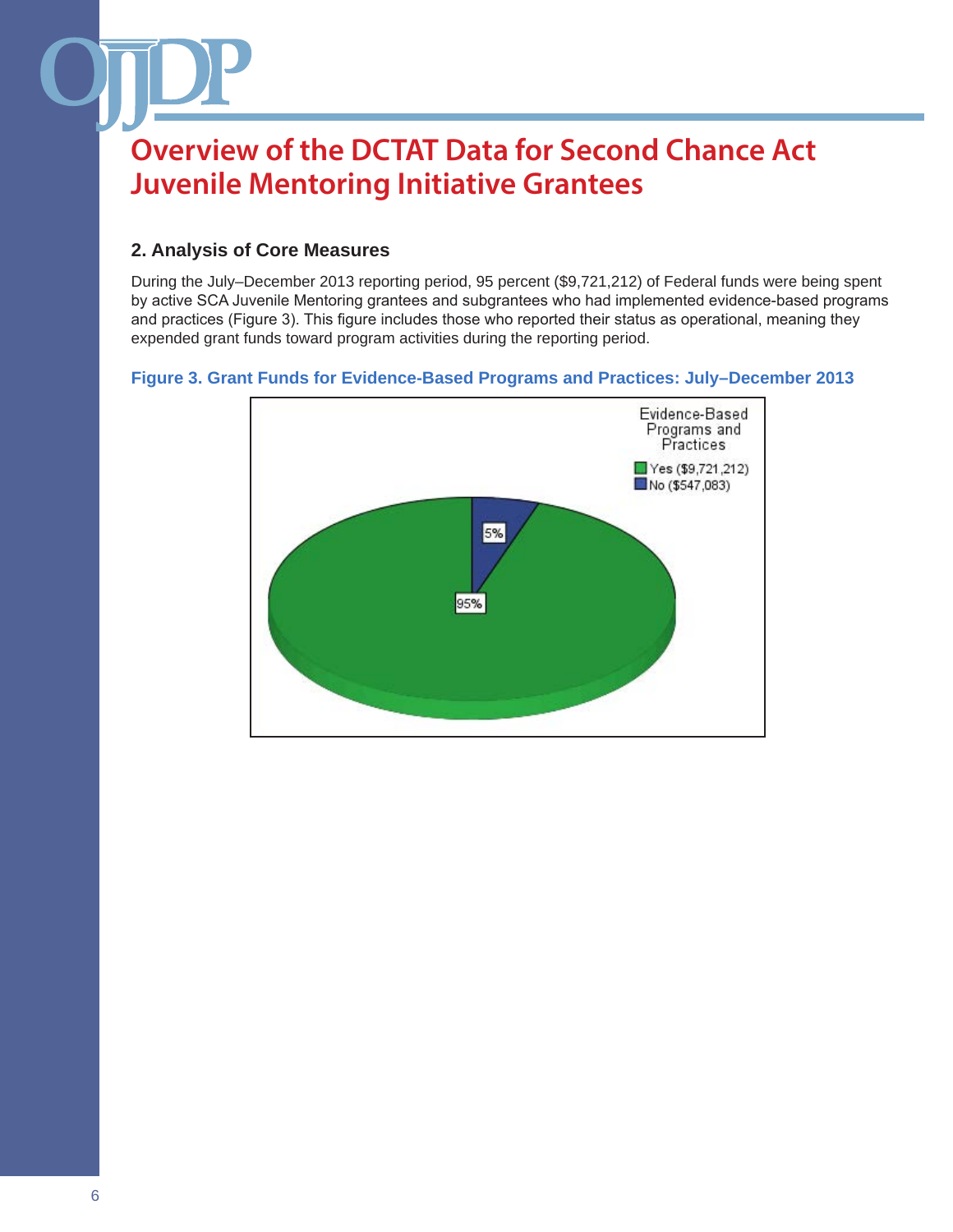# Overview of the DCTAT Data for Second Chance Act Juvenile Mentoring Initiative Grantees

## 2. Analysis of Core Measures

During the July–December 2013 reporting period, 95 percent ($9,721,212) of Federal funds were being spent by active SCA Juvenile Mentoring grantees and subgrantees who had implemented evidence-based programs and practices (Figure 3). This figure includes those who reported their status as operational, meaning they expended grant funds toward program activities during the reporting period.

**Figure 3. Grant Funds for Evidence-Based Programs and Practices: July–December 2013**

Evidence-Based Programs and Practices

- Yes ($9,721,212) — 95%
- No ($547,083) — 5%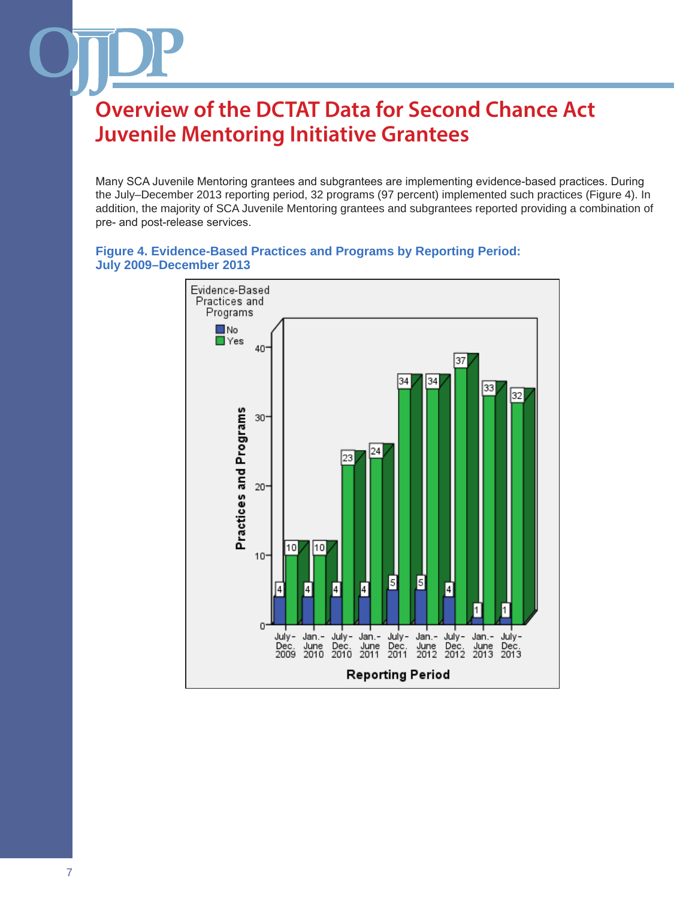# Overview of the DCTAT Data for Second Chance Act Juvenile Mentoring Initiative Grantees

Many SCA Juvenile Mentoring grantees and subgrantees are implementing evidence-based practices. During the July–December 2013 reporting period, 32 programs (97 percent) implemented such practices (Figure 4). In addition, the majority of SCA Juvenile Mentoring grantees and subgrantees reported providing a combination of pre- and post-release services.

**Figure 4. Evidence-Based Practices and Programs by Reporting Period: July 2009–December 2013**

| Reporting Period | No | Yes |
|---|---|---|
| July–Dec. 2009 | 4 | 10 |
| Jan.–June 2010 | 4 | 10 |
| July–Dec. 2010 | 4 | 23 |
| Jan.–June 2011 | 4 | 24 |
| July–Dec. 2011 | 5 | 34 |
| Jan.–June 2012 | 5 | 34 |
| July–Dec. 2012 | 4 | 37 |
| Jan.–June 2013 | 1 | 33 |
| July–Dec. 2013 | 1 | 32 |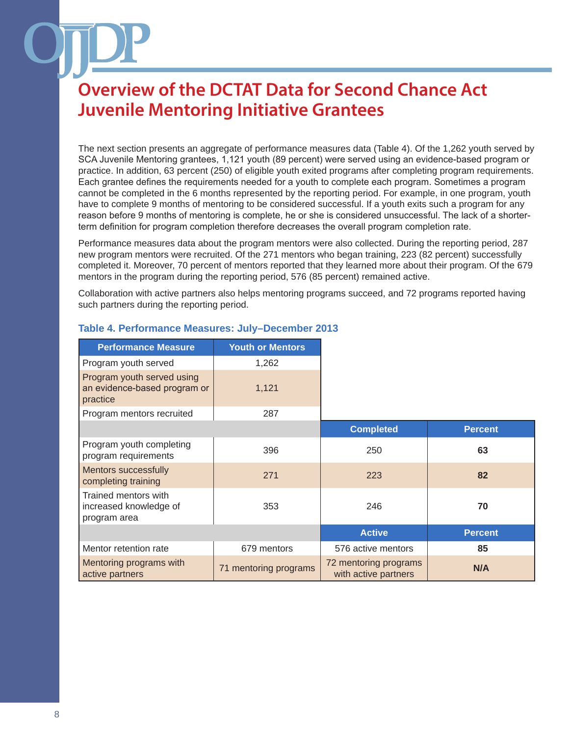# Overview of the DCTAT Data for Second Chance Act Juvenile Mentoring Initiative Grantees

The next section presents an aggregate of performance measures data (Table 4). Of the 1,262 youth served by SCA Juvenile Mentoring grantees, 1,121 youth (89 percent) were served using an evidence-based program or practice. In addition, 63 percent (250) of eligible youth exited programs after completing program requirements. Each grantee defines the requirements needed for a youth to complete each program. Sometimes a program cannot be completed in the 6 months represented by the reporting period. For example, in one program, youth have to complete 9 months of mentoring to be considered successful. If a youth exits such a program for any reason before 9 months of mentoring is complete, he or she is considered unsuccessful. The lack of a shorter-term definition for program completion therefore decreases the overall program completion rate.

Performance measures data about the program mentors were also collected. During the reporting period, 287 new program mentors were recruited. Of the 271 mentors who began training, 223 (82 percent) successfully completed it. Moreover, 70 percent of mentors reported that they learned more about their program. Of the 679 mentors in the program during the reporting period, 576 (85 percent) remained active.

Collaboration with active partners also helps mentoring programs succeed, and 72 programs reported having such partners during the reporting period.

**Table 4. Performance Measures: July–December 2013**

| Performance Measure | Youth or Mentors | | |
|---|---|---|---|
| Program youth served | 1,262 | | |
| Program youth served using an evidence-based program or practice | 1,121 | | |
| Program mentors recruited | 287 | | |
| | | **Completed** | **Percent** |
| Program youth completing program requirements | 396 | 250 | **63** |
| Mentors successfully completing training | 271 | 223 | **82** |
| Trained mentors with increased knowledge of program area | 353 | 246 | **70** |
| | | **Active** | **Percent** |
| Mentor retention rate | 679 mentors | 576 active mentors | **85** |
| Mentoring programs with active partners | 71 mentoring programs | 72 mentoring programs with active partners | **N/A** |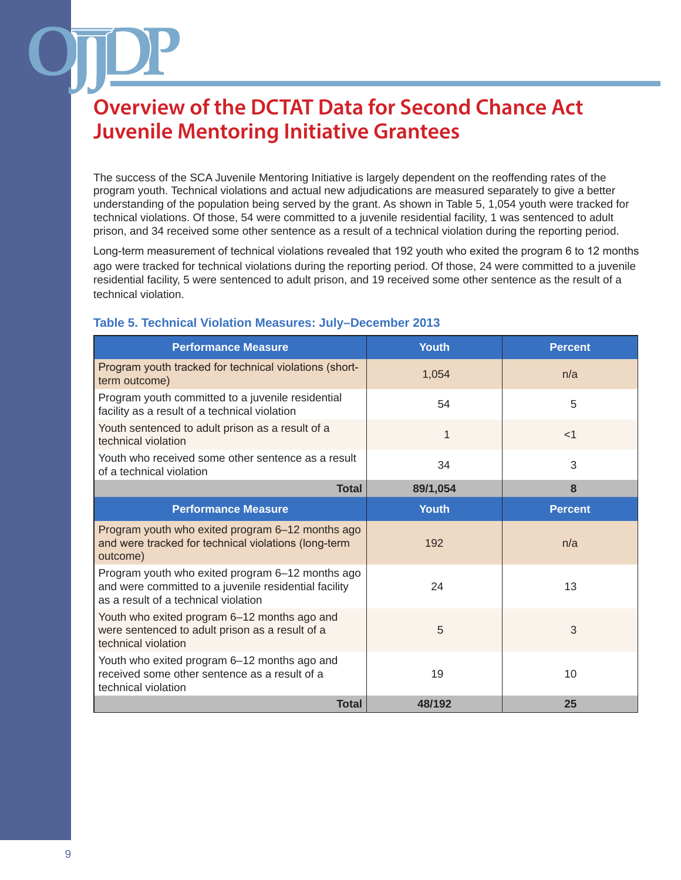# Overview of the DCTAT Data for Second Chance Act Juvenile Mentoring Initiative Grantees

The success of the SCA Juvenile Mentoring Initiative is largely dependent on the reoffending rates of the program youth. Technical violations and actual new adjudications are measured separately to give a better understanding of the population being served by the grant. As shown in Table 5, 1,054 youth were tracked for technical violations. Of those, 54 were committed to a juvenile residential facility, 1 was sentenced to adult prison, and 34 received some other sentence as a result of a technical violation during the reporting period.

Long-term measurement of technical violations revealed that 192 youth who exited the program 6 to 12 months ago were tracked for technical violations during the reporting period. Of those, 24 were committed to a juvenile residential facility, 5 were sentenced to adult prison, and 19 received some other sentence as the result of a technical violation.

**Table 5. Technical Violation Measures: July–December 2013**

| Performance Measure | Youth | Percent |
|---|---|---|
| Program youth tracked for technical violations (short-term outcome) | 1,054 | n/a |
| Program youth committed to a juvenile residential facility as a result of a technical violation | 54 | 5 |
| Youth sentenced to adult prison as a result of a technical violation | 1 | <1 |
| Youth who received some other sentence as a result of a technical violation | 34 | 3 |
| **Total** | **89/1,054** | **8** |
| **Performance Measure** | **Youth** | **Percent** |
| Program youth who exited program 6–12 months ago and were tracked for technical violations (long-term outcome) | 192 | n/a |
| Program youth who exited program 6–12 months ago and were committed to a juvenile residential facility as a result of a technical violation | 24 | 13 |
| Youth who exited program 6–12 months ago and were sentenced to adult prison as a result of a technical violation | 5 | 3 |
| Youth who exited program 6–12 months ago and received some other sentence as a result of a technical violation | 19 | 10 |
| **Total** | **48/192** | **25** |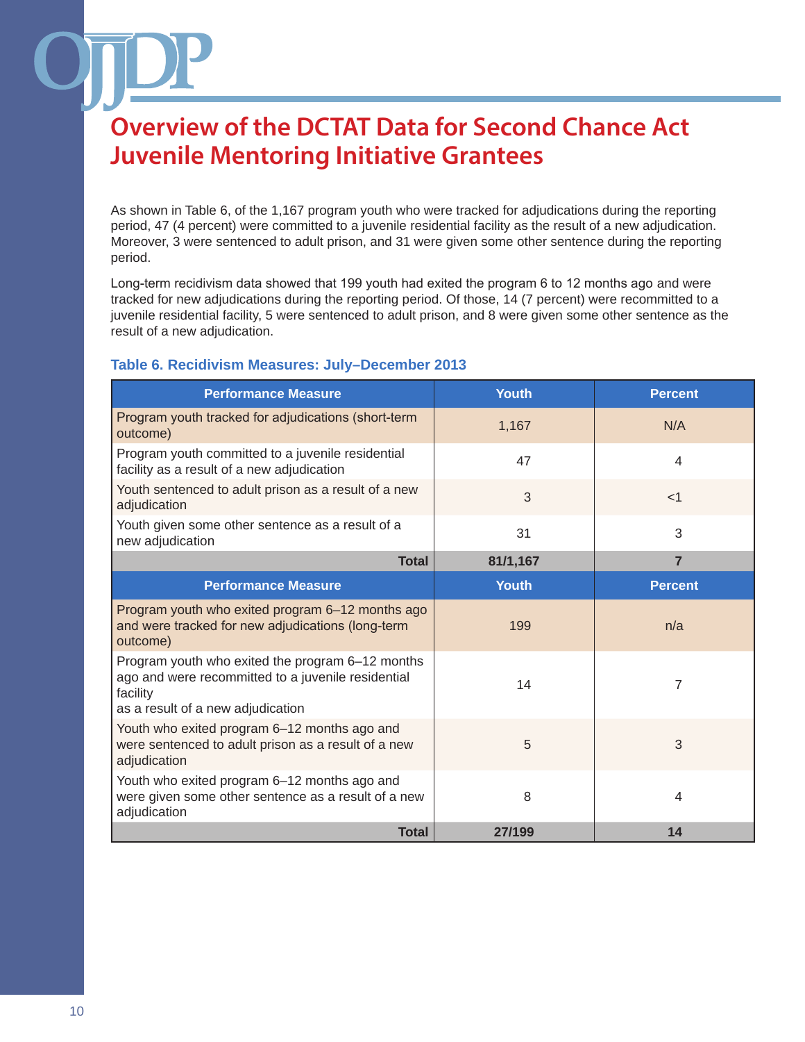# Overview of the DCTAT Data for Second Chance Act Juvenile Mentoring Initiative Grantees

As shown in Table 6, of the 1,167 program youth who were tracked for adjudications during the reporting period, 47 (4 percent) were committed to a juvenile residential facility as the result of a new adjudication. Moreover, 3 were sentenced to adult prison, and 31 were given some other sentence during the reporting period.

Long-term recidivism data showed that 199 youth had exited the program 6 to 12 months ago and were tracked for new adjudications during the reporting period. Of those, 14 (7 percent) were recommitted to a juvenile residential facility, 5 were sentenced to adult prison, and 8 were given some other sentence as the result of a new adjudication.

### Table 6. Recidivism Measures: July–December 2013

| Performance Measure | Youth | Percent |
|---|---|---|
| Program youth tracked for adjudications (short-term outcome) | 1,167 | N/A |
| Program youth committed to a juvenile residential facility as a result of a new adjudication | 47 | 4 |
| Youth sentenced to adult prison as a result of a new adjudication | 3 | <1 |
| Youth given some other sentence as a result of a new adjudication | 31 | 3 |
| **Total** | **81/1,167** | **7** |
| **Performance Measure** | **Youth** | **Percent** |
| Program youth who exited program 6–12 months ago and were tracked for new adjudications (long-term outcome) | 199 | n/a |
| Program youth who exited the program 6–12 months ago and were recommitted to a juvenile residential facility as a result of a new adjudication | 14 | 7 |
| Youth who exited program 6–12 months ago and were sentenced to adult prison as a result of a new adjudication | 5 | 3 |
| Youth who exited program 6–12 months ago and were given some other sentence as a result of a new adjudication | 8 | 4 |
| **Total** | **27/199** | **14** |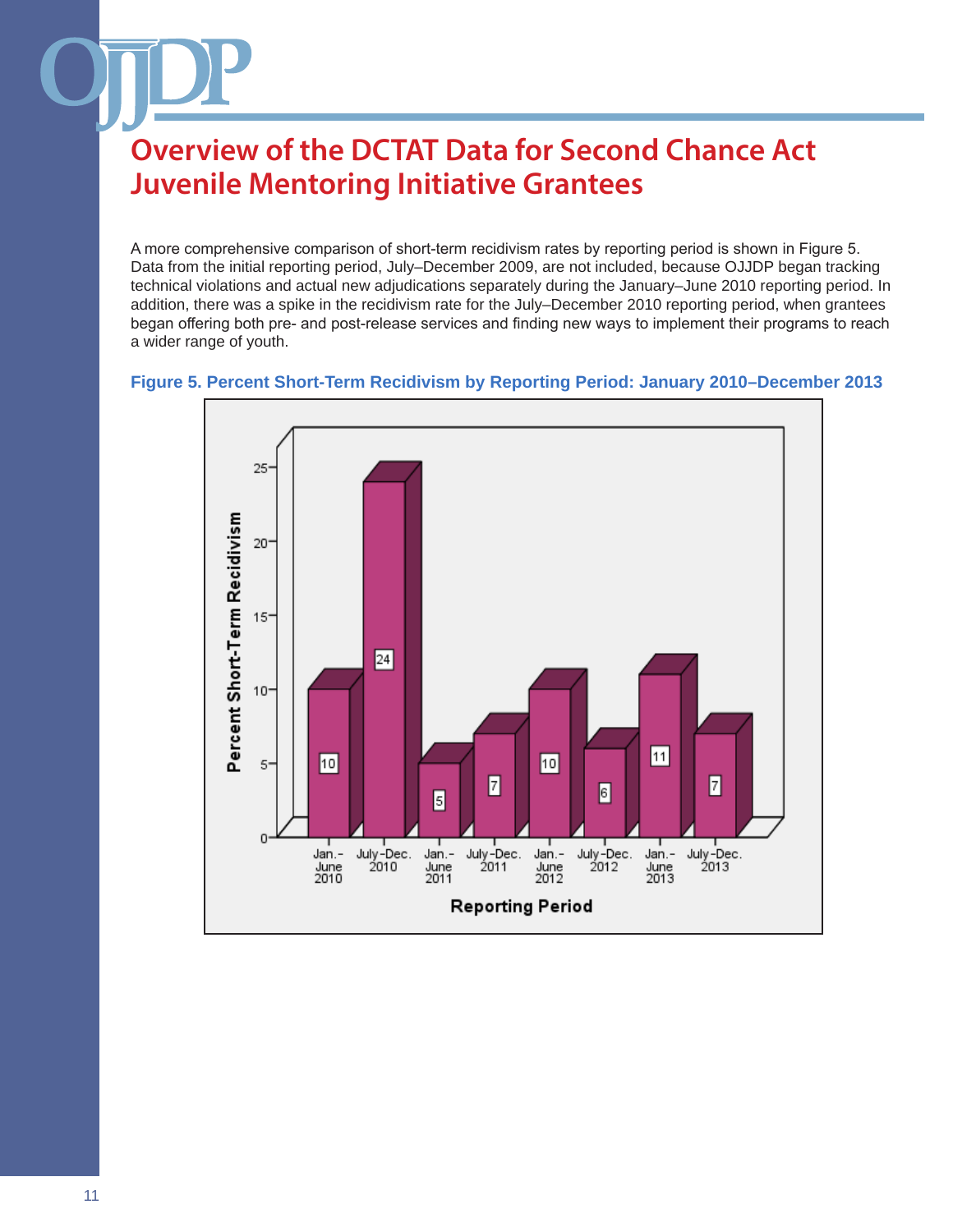A more comprehensive comparison of short-term recidivism rates by reporting period is shown in Figure 5. Data from the initial reporting period, July–December 2009, are not included, because OJJDP began tracking technical violations and actual new adjudications separately during the January–June 2010 reporting period. In addition, there was a spike in the recidivism rate for the July–December 2010 reporting period, when grantees began offering both pre- and post-release services and finding new ways to implement their programs to reach a wider range of youth.

**Figure 5. Percent Short-Term Recidivism by Reporting Period: January 2010–December 2013**

| Reporting Period | Percent Short-Term Recidivism |
|---|---|
| Jan.-June 2010 | 10 |
| July-Dec. 2010 | 24 |
| Jan.-June 2011 | 5 |
| July-Dec. 2011 | 7 |
| Jan.-June 2012 | 10 |
| July-Dec. 2012 | 6 |
| Jan.-June 2013 | 11 |
| July-Dec. 2013 | 7 |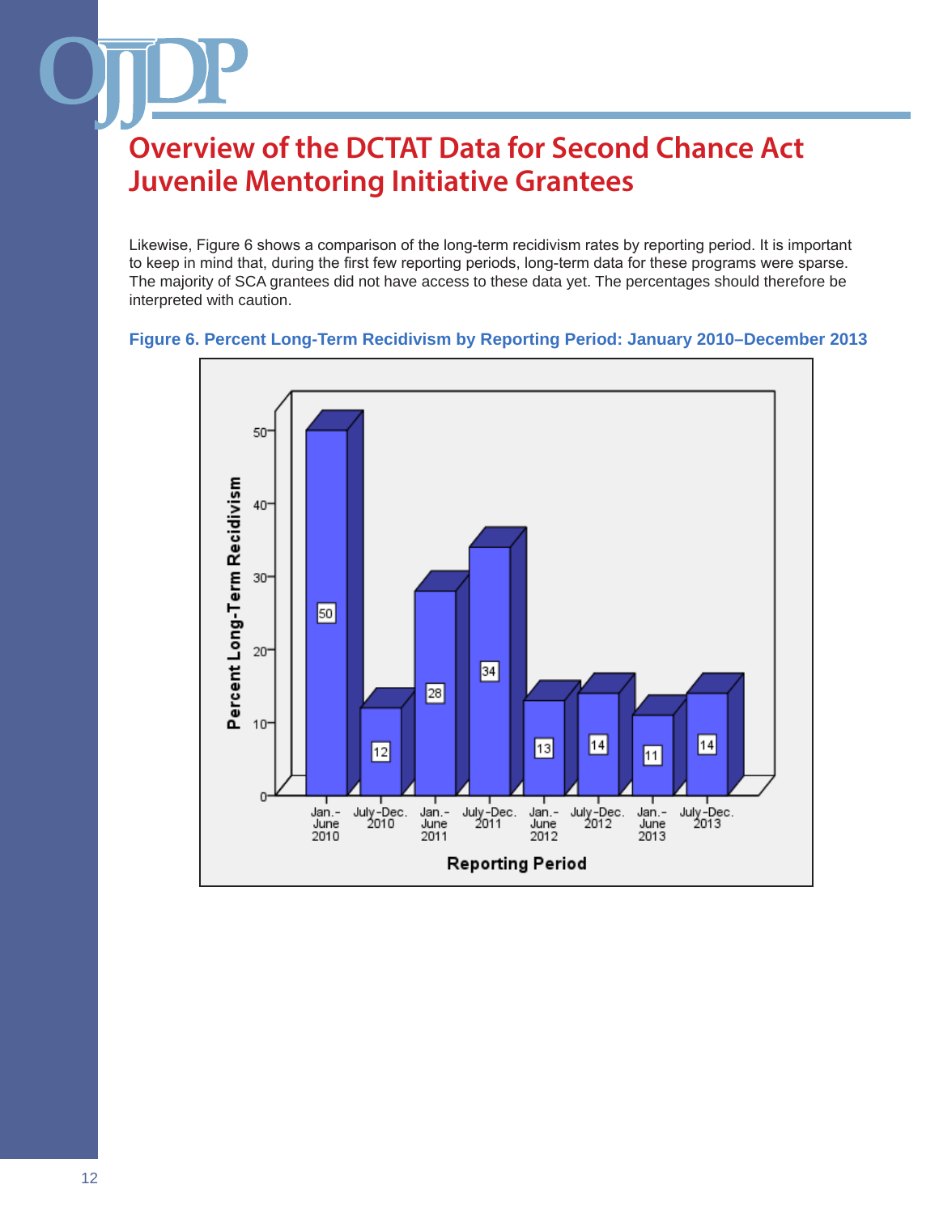# Overview of the DCTAT Data for Second Chance Act Juvenile Mentoring Initiative Grantees

Likewise, Figure 6 shows a comparison of the long-term recidivism rates by reporting period. It is important to keep in mind that, during the first few reporting periods, long-term data for these programs were sparse. The majority of SCA grantees did not have access to these data yet. The percentages should therefore be interpreted with caution.

**Figure 6. Percent Long-Term Recidivism by Reporting Period: January 2010–December 2013**

| Reporting Period | Percent Long-Term Recidivism |
|---|---|
| Jan.-June 2010 | 50 |
| July-Dec. 2010 | 12 |
| Jan.-June 2011 | 28 |
| July-Dec. 2011 | 34 |
| Jan.-June 2012 | 13 |
| July-Dec. 2012 | 14 |
| Jan.-June 2013 | 11 |
| July-Dec. 2013 | 14 |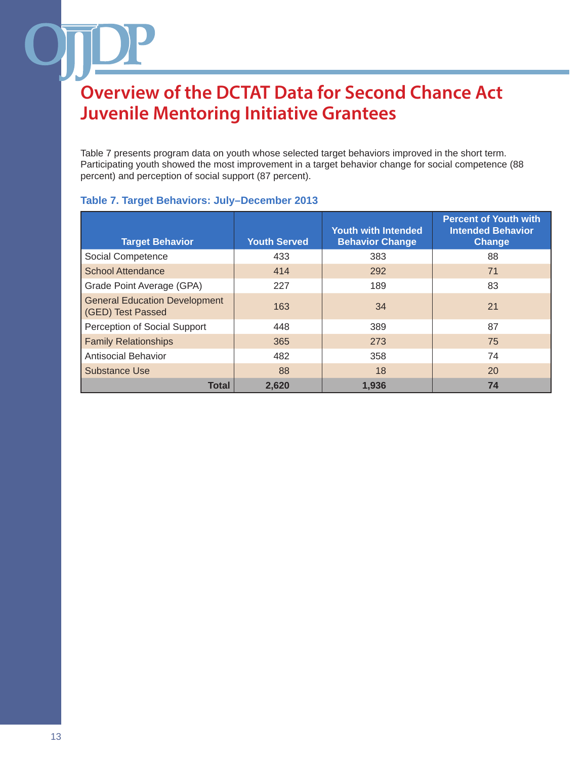# Overview of the DCTAT Data for Second Chance Act Juvenile Mentoring Initiative Grantees

Table 7 presents program data on youth whose selected target behaviors improved in the short term. Participating youth showed the most improvement in a target behavior change for social competence (88 percent) and perception of social support (87 percent).

### Table 7. Target Behaviors: July–December 2013

| Target Behavior | Youth Served | Youth with Intended Behavior Change | Percent of Youth with Intended Behavior Change |
|---|---|---|---|
| Social Competence | 433 | 383 | 88 |
| School Attendance | 414 | 292 | 71 |
| Grade Point Average (GPA) | 227 | 189 | 83 |
| General Education Development (GED) Test Passed | 163 | 34 | 21 |
| Perception of Social Support | 448 | 389 | 87 |
| Family Relationships | 365 | 273 | 75 |
| Antisocial Behavior | 482 | 358 | 74 |
| Substance Use | 88 | 18 | 20 |
| **Total** | **2,620** | **1,936** | **74** |